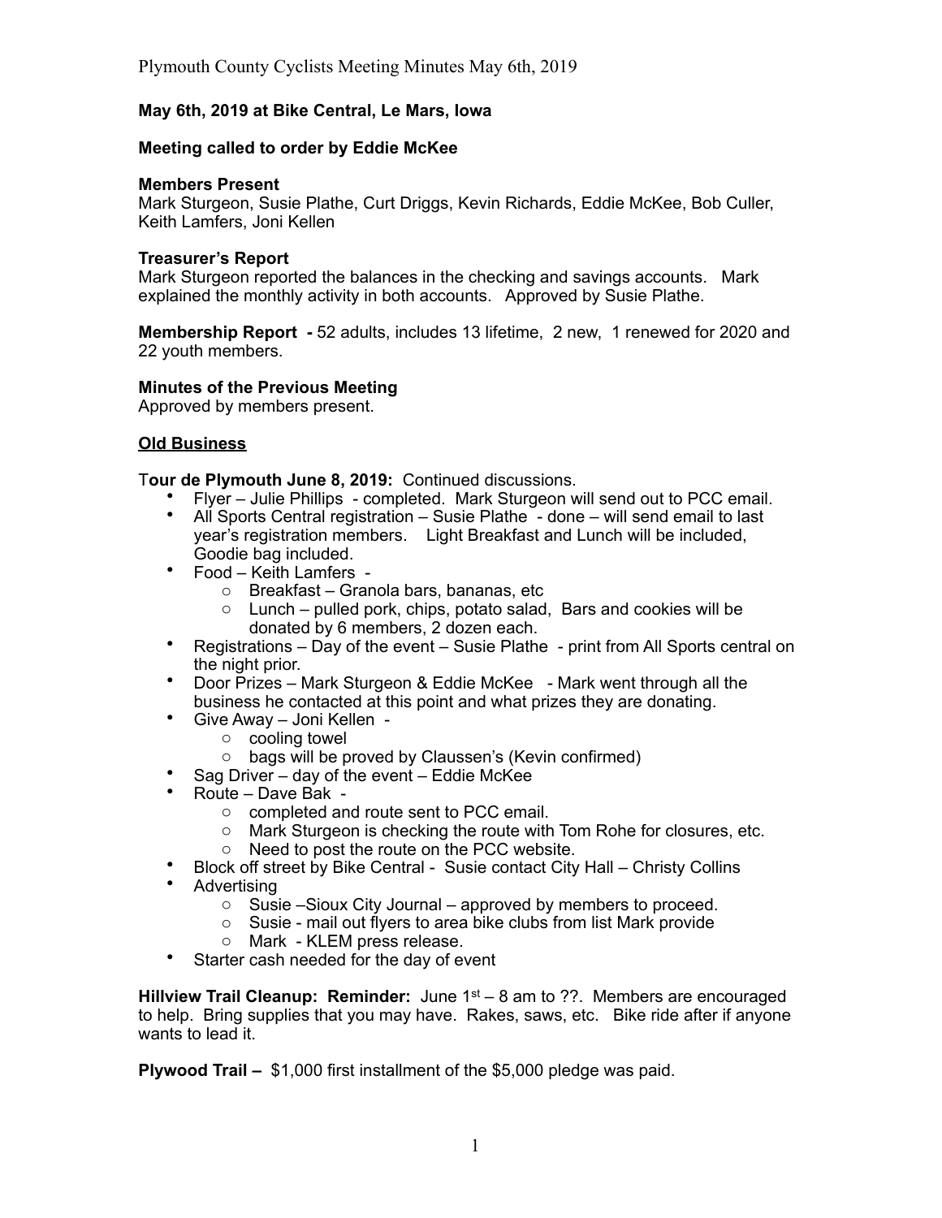**May 6th, 2019 at Bike Central, Le Mars, Iowa**

**Meeting called to order by Eddie McKee**

**Members Present**
Mark Sturgeon, Susie Plathe, Curt Driggs, Kevin Richards, Eddie McKee, Bob Culler, Keith Lamfers, Joni Kellen

**Treasurer's Report**
Mark Sturgeon reported the balances in the checking and savings accounts. Mark explained the monthly activity in both accounts. Approved by Susie Plathe.

**Membership Report -** 52 adults, includes 13 lifetime, 2 new, 1 renewed for 2020 and 22 youth members.

**Minutes of the Previous Meeting**
Approved by members present.

**<u>Old Business</u>**

T**our de Plymouth June 8, 2019:** Continued discussions.

- Flyer – Julie Phillips - completed. Mark Sturgeon will send out to PCC email.
- All Sports Central registration – Susie Plathe - done – will send email to last year's registration members. Light Breakfast and Lunch will be included, Goodie bag included.
- Food – Keith Lamfers -
  - Breakfast – Granola bars, bananas, etc
  - Lunch – pulled pork, chips, potato salad, Bars and cookies will be donated by 6 members, 2 dozen each.
- Registrations – Day of the event – Susie Plathe - print from All Sports central on the night prior.
- Door Prizes – Mark Sturgeon & Eddie McKee - Mark went through all the business he contacted at this point and what prizes they are donating.
- Give Away – Joni Kellen -
  - cooling towel
  - bags will be proved by Claussen's (Kevin confirmed)
- Sag Driver – day of the event – Eddie McKee
- Route – Dave Bak -
  - completed and route sent to PCC email.
  - Mark Sturgeon is checking the route with Tom Rohe for closures, etc.
  - Need to post the route on the PCC website.
- Block off street by Bike Central - Susie contact City Hall – Christy Collins
- Advertising
  - Susie –Sioux City Journal – approved by members to proceed.
  - Susie - mail out flyers to area bike clubs from list Mark provide
  - Mark - KLEM press release.
- Starter cash needed for the day of event

**Hillview Trail Cleanup: Reminder:** June 1st – 8 am to ??. Members are encouraged to help. Bring supplies that you may have. Rakes, saws, etc. Bike ride after if anyone wants to lead it.

**Plywood Trail –** $1,000 first installment of the $5,000 pledge was paid.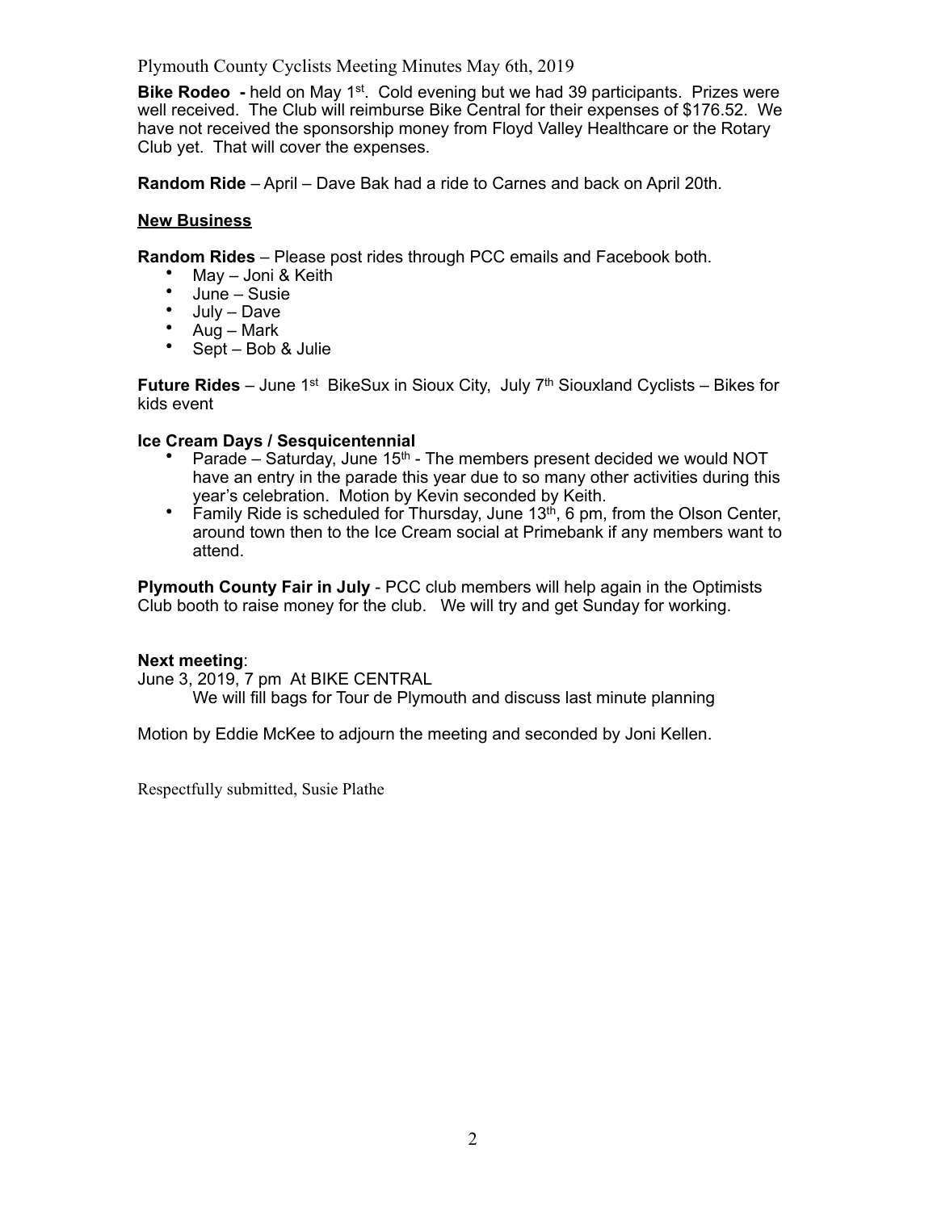**Bike Rodeo -** held on May 1st. Cold evening but we had 39 participants. Prizes were well received. The Club will reimburse Bike Central for their expenses of $176.52. We have not received the sponsorship money from Floyd Valley Healthcare or the Rotary Club yet. That will cover the expenses.

**Random Ride** – April – Dave Bak had a ride to Carnes and back on April 20th.

**New Business**

**Random Rides** – Please post rides through PCC emails and Facebook both.

- May – Joni & Keith
- June – Susie
- July – Dave
- Aug – Mark
- Sept – Bob & Julie

**Future Rides** – June 1st BikeSux in Sioux City, July 7th Siouxland Cyclists – Bikes for kids event

**Ice Cream Days / Sesquicentennial**

- Parade – Saturday, June 15th - The members present decided we would NOT have an entry in the parade this year due to so many other activities during this year's celebration. Motion by Kevin seconded by Keith.
- Family Ride is scheduled for Thursday, June 13th, 6 pm, from the Olson Center, around town then to the Ice Cream social at Primebank if any members want to attend.

**Plymouth County Fair in July** - PCC club members will help again in the Optimists Club booth to raise money for the club. We will try and get Sunday for working.

**Next meeting**:
June 3, 2019, 7 pm At BIKE CENTRAL
We will fill bags for Tour de Plymouth and discuss last minute planning

Motion by Eddie McKee to adjourn the meeting and seconded by Joni Kellen.

Respectfully submitted, Susie Plathe